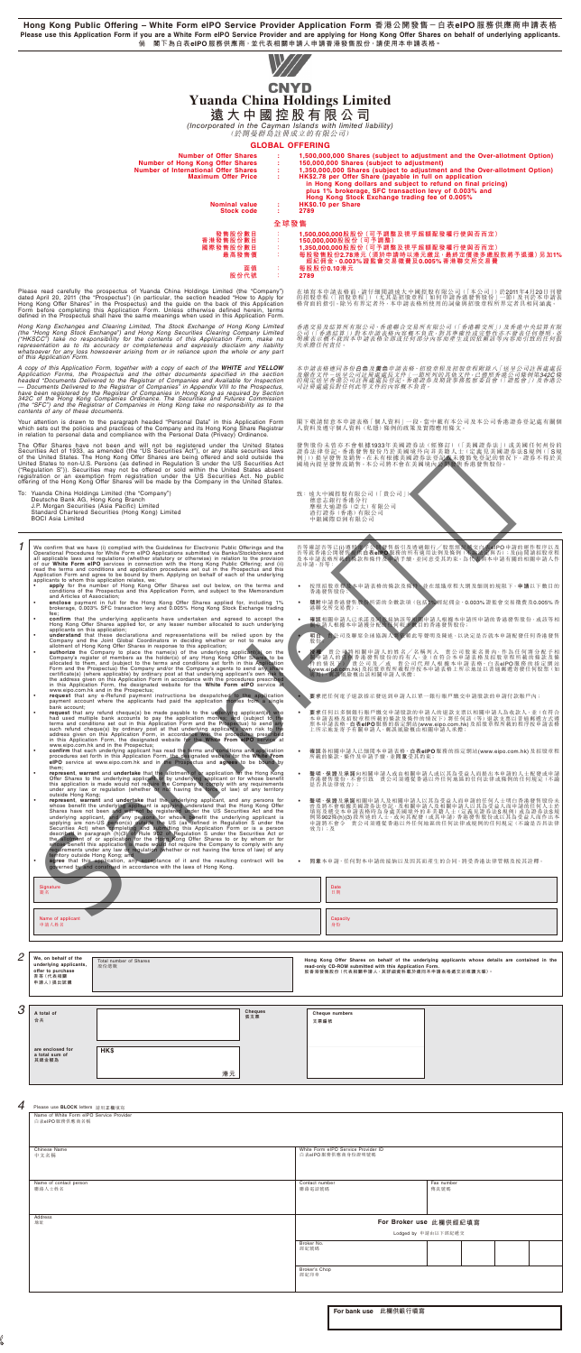**Hong Kong Public Offering – White Form eIPO Service Provider Application Form 香港公開發售－白表eIPO服務供應商申請表格**

**Please use this Application Form if you are a White Form eIPO Service Provider and are applying for Hong Kong Offer Shares on behalf of underlying applicants.**

**倘 閣下為白表eIPO服務供應商，並代表相關申請人申請香港發售股份，請使用本申請表格。**

CNYD

# Yuanda China Holdings Limited
# 遠大中國控股有限公司

*(Incorporated in the Cayman Islands with limited liability)*
（於開曼群島註冊成立的有限公司）

## GLOBAL OFFERING

| | | |
|---|---|---|
| **Number of Offer Shares** | : | **1,500,000,000 Shares (subject to adjustment and the Over-allotment Option)** |
| **Number of Hong Kong Offer Shares** | : | **150,000,000 Shares (subject to adjustment)** |
| **Number of International Offer Shares** | : | **1,350,000,000 Shares (subject to adjustment and the Over-allotment Option)** |
| **Maximum Offer Price** | : | **HK$2.78 per Offer Share (payable in full on application in Hong Kong dollars and subject to refund on final pricing) plus 1% brokerage, SFC transaction levy of 0.003% and Hong Kong Stock Exchange trading fee of 0.005%** |
| **Nominal value** | : | **HK$0.10 per Share** |
| **Stock code** | : | **2789** |

## 全球發售

| | | |
|---|---|---|
| **發售股份數目** | : | **1,500,000,000股股份（可予調整及視乎超額配股權行使與否而定）** |
| **香港發售股份數目** | : | **150,000,000股股份（可予調整）** |
| **國際發售股份數目** | : | **1,350,000,000股股份（可予調整及視乎超額配股權行使與否而定）** |
| **最高發售價** | : | **每股發售股份2.78港元（須於申請時以港元繳足，最終定價後多繳股款將予退還）另加1%經紀佣金、0.003%證監會交易徵費及0.005%香港聯交所交易費** |
| **面值** | : | **每股股份0.10港元** |
| **股份代號** | : | **2789** |

Please read carefully the prospectus of Yuanda China Holdings Limited (the "Company") dated April 20, 2011 (the "Prospectus") (in particular, the section headed "How to Apply for Hong Kong Offer Shares" in the Prospectus) and the guide on the back of this Application Form before completing this Application Form. Unless otherwise defined herein, terms defined in the Prospectus shall have the same meanings when used in this Application Form.

在填寫本申請表格前，請仔細閱讀遠大中國控股有限公司（「本公司」）於2011年4月20日刊發的招股章程（「招股章程」）（尤其是招股章程「如何申請香港發售股份」一節）及刊於本申請表格背面的指引。除另有界定者外，本申請表格所使用的詞彙與招股章程所界定者具相同涵義。

Hong Kong Exchanges and Clearing Limited, The Stock Exchange of Hong Kong Limited (the "Hong Kong Stock Exchange") and Hong Kong Securities Clearing Company Limited ("HKSCC") take no responsibility for the contents of this Application Form, make no representation as to its accuracy or completeness and expressly disclaim any liability whatsoever for any loss howsoever arising from or in reliance upon the whole or any part of this Application Form.

香港交易及結算所有限公司、香港聯合交易所有限公司（「香港聯交所」）及香港中央結算有限公司（「香港結算」）對本申請表格的內容概不負責，對其準確性或完整性亦不發表任何聲明，並明確表示概不就因本申請表格全部或任何部分內容而產生或因依賴該等內容而引致的任何損失承擔任何責任。

A copy of this Application Form, together with a copy of each of the **WHITE** and **YELLOW** Application Forms, the Prospectus and the other documents specified in the section headed "Documents Delivered to the Registrar of Companies and Available for Inspection — Documents Delivered to the Registrar of Companies" in Appendix VII to the Prospectus, have been registered by the Registrar of Companies in Hong Kong as required by Section 342C of the Hong Kong Companies Ordinance. The Securities and Futures Commission (the "SFC") and the Registrar of Companies in Hong Kong take no responsibility as to the contents of any of these documents.

本申請表格連同各份**白色**及**黃色**申請表格、招股章程及招股章程附錄七「送呈公司註冊處處長及備查文件－送呈公司註冊處處長文件」一節所列的其他文件，已遵照香港公司條例第342C條的規定送呈香港公司註冊處處長登記。證券及期貨事務監察委員會（「證監會」）及香港公司註冊處處長對任何該等文件的內容概不負責。

Your attention is drawn to the paragraph headed "Personal Data" in this Application Form which sets out the policies and practices of the Company and its Hong Kong Share Registrar in relation to personal data and compliance with the Personal Data (Privacy) Ordinance.

閣下敬請留意本申請表格「個人資料」一段，當中載有本公司及本公司香港證券登記處有關個人資料及遵守個人資料（私隱）條例的政策及實際慣例。

The Offer Shares have not been and will not be registered under the United States Securities Act of 1933, as amended (the "US Securities Act"), or any state securities laws of the United States. The Hong Kong Offer Shares are being offered and sold outside the United States to non-U.S. Persons (as defined in Regulation S under the US Securities Act ("Regulation S")). Securities may not be offered or sold within the United States absent registration or an exemption from registration under the US Securities Act. No public offering of the Hong Kong Offer Shares will be made by the Company in the United States.

發售股份未曾亦不會根據1933年美國證券法（經修訂）（「美國證券法」）或美國任何州份的證券法律登記。香港發售股份乃於美國境外向非美國人士（定義見美國證券法S規例（「S規例」））提呈發售及銷售。在未有根據美國證券法登記或未獲豁免登記的情況下，證券不得於美國境內提呈發售或銷售。本公司將不會在美國境內公開發售香港發售股份。

To: Yuanda China Holdings Limited (the "Company")
Deutsche Bank AG, Hong Kong Branch
J.P. Morgan Securities (Asia Pacific) Limited
Standard Chartered Securities (Hong Kong) Limited
BOCI Asia Limited

致：遠大中國控股有限公司（「本公司」）
德意志銀行香港分行
摩根大通證券（亞太）有限公司
渣打證券（香港）有限公司
中銀國際亞洲有限公司

**1**

We confirm that we have (i) complied with the Guidelines for Electronic Public Offerings and the Operational Procedures for White Form eIPO Applications submitted via Banks/Stockbrokers and all applicable laws and regulations (whether statutory or otherwise) in relation to the provision of our **White Form eIPO** services in connection with the Hong Kong Public Offering; and (ii) read the terms and conditions and application procedures as set out in the Prospectus and this Application Form and agree to be bound by them. Applying on behalf of each of the underlying applicants to whom this application relates, we:

- **apply** for the number of Hong Kong Offer Shares set out below, on the terms and conditions of the Prospectus and this Application Form, and subject to the Memorandum and Articles of Association;
- **enclose** payment in full for the Hong Kong Offer Shares applied for, including 1% brokerage, 0.003% SFC transaction levy and 0.005% Hong Kong Stock Exchange trading fee;
- **confirm** that the underlying applicants have undertaken and agreed to accept the Hong Kong Offer Shares applied for, or any lesser number allocated to such underlying applicants on this application;
- **understand** that these declarations and representations will be relied upon by the Company and the Joint Global Coordinators in deciding whether or not to make any allotment of Hong Kong Offer Shares in response to this application;
- **authorise** the Company to place the name(s) of the underlying applicant(s) on the Company's register of members as the holder(s) of any Hong Kong Offer Shares to be allotted to them, and (subject to the terms and conditions set forth in this Application Form and the Prospectus) to send any share certificate(s) and/or the Company's agents to send any share certificate(s) by ordinary post at that underlying applicant's own risk to the address given on this Application Form in accordance with the procedures prescribed in this Application Form, the designated website for the **White Form eIPO** service at www.eipo.com.hk and in the Prospectus;
- **request** that any e-Refund payment instructions be despatched to the application payment account where the applicants had paid the application monies from a single bank account;
- **request** that any refund cheque(s) be made payable to the underlying applicant(s) who had used multiple bank accounts to pay the application monies and (subject to the terms and conditions set out in this Application Form and the Prospectus) to send any such refund cheque(s) by ordinary post at that underlying applicant's own risk to the address given on this Application Form, in accordance with the procedures prescribed in this Application Form, the designated website for the **White Form eIPO** service at www.eipo.com.hk and in the Prospectus;
- **confirm** that each underlying applicant has read the terms and conditions and application procedures set forth in this Application Form, the designated website for the **White Form eIPO** service at www.eipo.com.hk and the Prospectus and **agree** to be bound by them;
- **represent, warrant** and **undertake** that the allotment of or application for the Hong Kong Offer Shares to the underlying applicant or by underlying applicant or for whose benefit this application is made would not require the Company to comply with any requirements under any law or regulation (whether or not having the force of law) of any territory outside Hong Kong;
- **represent, warrant** and **undertake** that the underlying applicant, and any persons for whose benefit the underlying applicant is applying for the Hong Kong Offer Shares, understand that the Hong Kong Offer Shares have not been and will not be registered under the US Securities Act and the underlying applicant, and any persons for whose benefit the underlying applicant is applying are non-US person(s) outside the US (as defined in Regulation S under the Securities Act) when completing and submitting this Application Form or are a person described in paragraph (h)(3) of Rule 902 of Regulation S under the Securities Act or the allotment of or application for the Hong Kong Offer Shares to or by whom or for whose benefit this application is made would not require the Company to comply with any requirements under any law or regulation (whether or not having the force of law) of any territory outside Hong Kong; and
- **agree** that this application, any acceptance of it and the resulting contract will be governed by and construed in accordance with the laws of Hong Kong.

吾等確認吾等已(i)遵守電子公開發售指引及透過銀行／股票經紀遞交白表eIPO申請的運作程序以及與吾等就香港公開發售提供白表eIPO服務有關的所有適用法例及規例（不論法定與否）；及(ii)閱讀招股章程及本申請表格所載的條款及條件以及申請手續，並同意受其約束。為代表與本申請有關的相關申請人作出申請，吾等：

- **按照**招股章程及本申請表格的條款及條件，並在組織章程大綱及細則的規限下，**申請**以下數目的香港發售股份；
- **隨附**申請香港發售股份所需的全數款項（包括1%經紀佣金、0.003%證監會交易徵費及0.005%香港聯交所交易費）；
- **確認**相關申請人已承諾及同意接納所申請的香港發售股份，或該等相關申請人根據本申請所獲分配的任何較少數目的香港發售股份；
- **明白**本公司及聯席全球協調人將依賴此等聲明及陳述，以決定是否就本申請配發任何香港發售股份；
- **授權**貴公司將相關申請人的姓名／名稱列入貴公司股東名冊內，作為任何將分配予相關申請人的香港發售股份的持有人，並（在符合本申請表格及招股章程所載條款及條件的情況下）貴公司及／或貴公司代理人根據本申請表格、白表eIPO服務指定網站(www.eipo.com.hk)及招股章程所載程序按本申請表格上所示地址以普通郵遞寄發任何股票，郵誤風險概由該相關申請人承擔；
- **要求**把任何電子退款指示發送到申請人以單一銀行帳戶繳交申請款項的申請付款帳戶內；
- **要求**任何以多個銀行帳戶繳交申請股款的相關申請人以退款支票形式取得退款，並（在符合本申請表格及招股章程所載的條款及條件的情況下）將任何該（等）退款支票以普通郵遞方式按本申請表格、白表eIPO服務的指定網站(www.eipo.com.hk)及招股章程所載的程序寄往本申請表格上所示地址，郵誤風險概由相關申請人承擔；
- **確認**各相關申請人已細閱本申請表格、白表eIPO服務指定網站(www.eipo.com.hk)及招股章程所載的條款、條件及申請手續，並**同意**受其約束；
- **聲明、保證及承諾**向相關申請人或由相關申請人或以其為受益人而提出本申請的人士配發或申請香港發售股份，不會引致本公司須遵守香港以外任何地區的法律或規例的任何規定（不論是否具法律效力）；
- **聲明、保證及承諾**相關申請人及相關申請人為其利益而申請香港發售股份的任何人士明白香港發售股份並無亦不會根據美國證券法登記，及相關申請人及相關申請人為其利益而提出申請的任何人士於填寫及遞交本申請表格時為身處美國境外的非美國人士（定義見美國證券法S規例）或為證券法S規例第902條(h)(3)段所述的人士，或向其或由其或以其為受益人而作出本申請的人士配發或申請香港發售股份不會令本公司須遵守香港以外任何地區的法律或規例的任何規定（不論是否具有法律效力）；及
- **同意**本申請、任何對本申請的接納以及因而訂立的合約，將受香港法律管轄及按其詮釋。

| Signature 簽名 | | Date 日期 | |
|---|---|---|---|
| Name of applicant 申請人姓名 | | Capacity 身份 | |

**2**

| We, on behalf of the underlying applicants, offer to purchase 吾等（代表相關申請人）提出認購 | Total number of Shares 股份總數 | Hong Kong Offer Shares on behalf of the underlying applicants whose details are contained in the read-only CD-ROM submitted with this Application Form. 股香港發售股份（代表相關申請人，其詳細資料載於連同本申請表格遞交的唯讀光碟內）。 |
|---|---|---|

**3**

| A total of 合共 | | Cheques 張支票 | Cheque numbers 支票編號 |
|---|---|---|---|
| are enclosed for a total sum of 其總金額為 | HK$ | 港元 | |

**4**

Please use **BLOCK** letters 請用正楷填寫

| | |
|---|---|
| Name of White Form eIPO Service Provider 白表eIPO服務供應商名稱 | |
| Chinese Name 中文名稱 | White Form eIPO Service Provider ID 白表eIPO服務供應商身份識別編號 |
| Name of contact person 聯絡人士姓名 | Contact number 聯絡電話號碼 / Fax number 傳真號碼 |
| Address 地址 | **For Broker use 此欄供經紀填寫** Lodged by 申請由以下經紀遞交 / Broker No. 經紀號碼 / Broker's Chop 經紀印章 |

**For bank use 此欄供銀行填寫**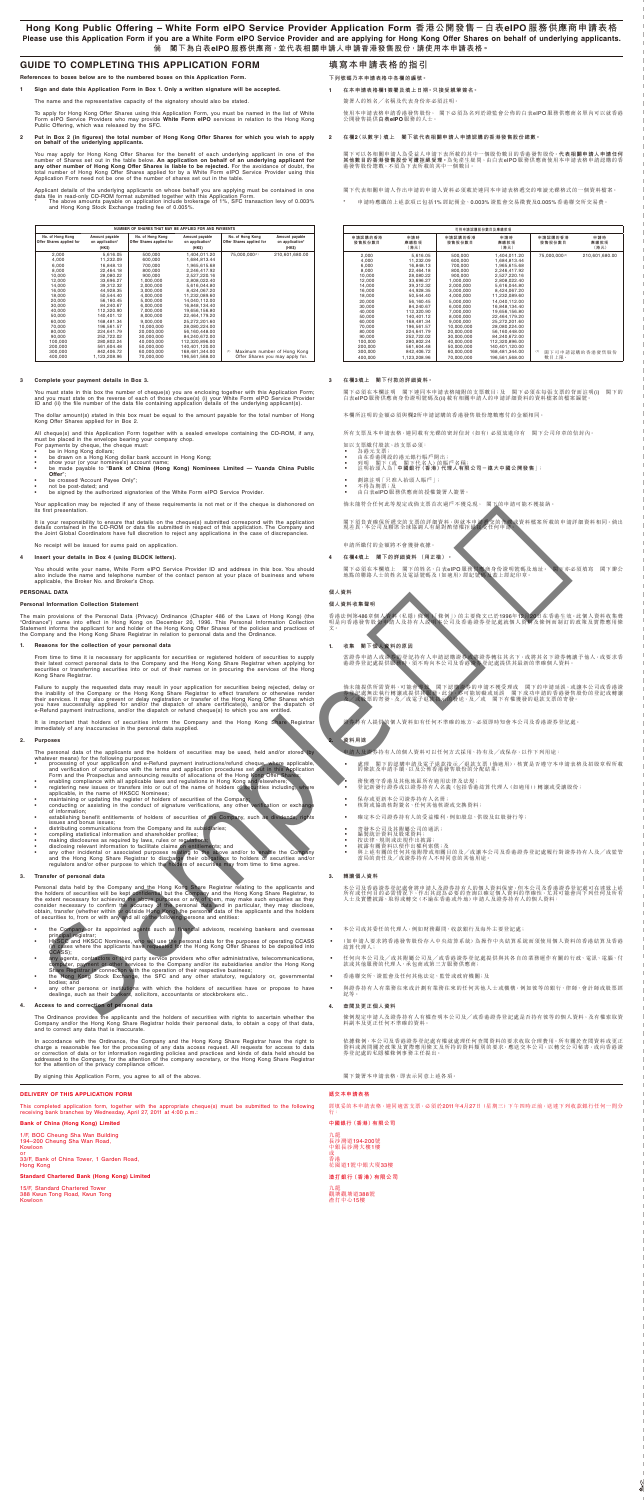# Hong Kong Public Offering – White Form eIPO Service Provider Application Form 香港公開發售－白表eIPO服務供應商申請表格

**Please use this Application Form if you are a White Form eIPO Service Provider and are applying for Hong Kong Offer Shares on behalf of underlying applicants.**
**倘 閣下為白表eIPO服務供應商，並代表相關申請人申請香港發售股份，請使用本申請表格。**

## GUIDE TO COMPLETING THIS APPLICATION FORM

**References to boxes below are to the numbered boxes on this Application Form.**

### 1 Sign and date this Application Form in Box 1. Only a written signature will be accepted.

The name and the representative capacity of the signatory should also be stated.

To apply for Hong Kong Offer Shares using this Application Form, you must be named in the list of White Form eIPO Service Providers who may provide **White Form eIPO** services in relation to the Hong Kong Public Offering, which was released by the SFC.

### 2 Put in Box 2 (in figures) the total number of Hong Kong Offer Shares for which you wish to apply on behalf of the underlying applicants.

You may apply for Hong Kong Offer Shares for the benefit of each underlying applicant in one of the number of Shares set out in the table below. **An application on behalf of an underlying applicant for any other number of Hong Kong Offer Shares is liable to be rejected.** For the avoidance of doubt, the total number of Hong Kong Offer Shares applied for by a White Form eIPO Service Provider using this Application Form need not be one of the number of Shares set out in the table.

Applicant details of the underlying applicants on whose behalf you are applying must be contained in one data file in read-only CD-ROM format submitted together with this Application Form.

* The above amounts payable on application include brokerage of 1%, SFC transaction levy of 0.003% and Hong Kong Stock Exchange trading fee of 0.005%.

| NUMBER OF SHARES THAT MAY BE APPLIED FOR AND PAYMENTS | | | | | |
|---|---|---|---|---|---|
| No. of Hong Kong Offer Shares applied for | Amount payable on application* (HK$) | No. of Hong Kong Offer Shares applied for | Amount payable on application* (HK$) | No. of Hong Kong Offer Shares applied for | Amount payable on application* (HK$) |
| 2,000 | 5,616.05 | 500,000 | 1,404,011.20 | 75,000,000(1) | 210,601,680.00 |
| 4,000 | 11,232.09 | 600,000 | 1,684,813.44 | | |
| 6,000 | 16,848.13 | 700,000 | 1,965,615.68 | | |
| 8,000 | 22,464.18 | 800,000 | 2,246,417.92 | | |
| 10,000 | 28,080.22 | 900,000 | 2,527,220.16 | | |
| 12,000 | 33,696.27 | 1,000,000 | 2,808,022.40 | | |
| 14,000 | 39,312.32 | 2,000,000 | 5,616,044.80 | | |
| 16,000 | 44,928.35 | 3,000,000 | 8,424,067.20 | | |
| 18,000 | 50,544.40 | 4,000,000 | 11,232,089.60 | | |
| 20,000 | 56,160.45 | 5,000,000 | 14,040,112.00 | | |
| 30,000 | 84,240.67 | 6,000,000 | 16,848,134.40 | | |
| 40,000 | 112,320.90 | 7,000,000 | 19,656,156.80 | | |
| 50,000 | 140,401.12 | 8,000,000 | 22,464,179.20 | | |
| 60,000 | 168,481.34 | 9,000,000 | 25,272,201.60 | | |
| 70,000 | 196,561.57 | 10,000,000 | 28,080,224.00 | | |
| 80,000 | 224,641.79 | 20,000,000 | 56,160,448.00 | | |
| 90,000 | 252,722.02 | 30,000,000 | 84,240,672.00 | | |
| 100,000 | 280,802.24 | 40,000,000 | 112,320,896.00 | | |
| 200,000 | 561,604.48 | 50,000,000 | 140,401,120.00 | | |
| 300,000 | 842,406.72 | 60,000,000 | 168,481,344.00 | | |
| 400,000 | 1,123,208.96 | 70,000,000 | 196,561,568.00 | | |

(1) Maximum number of Hong Kong Offer Shares you may apply for.

### 3 Complete your payment details in Box 3.

You must state in this box the number of cheque(s) you are enclosing together with this Application Form; and you must state on the reverse of each of those cheque(s) (i) your White Form eIPO Service Provider ID and (ii) the file number of the data file containing application details of the underlying applicant(s).

The dollar amount(s) stated in this box must be equal to the amount payable for the total number of Hong Kong Offer Shares applied for in Box 2.

All cheque(s) and this Application Form together with a sealed envelope containing the CD-ROM, if any, must be placed in the envelope bearing your company chop.

For payments by cheque, the cheque must:

- be in Hong Kong dollars;
- be drawn on a Hong Kong dollar bank account in Hong Kong;
- show your (or your nominee's) account name;
- be made payable to "**Bank of China (Hong Kong) Nominees Limited — Yuanda China Public Offer**";
- be crossed "Account Payee Only";
- not be post-dated; and
- be signed by the authorized signatories of the White Form eIPO Service Provider.

Your application may be rejected if any of these requirements is not met or if the cheque is dishonored on its first presentation.

It is your responsibility to ensure that details on the cheque(s) submitted correspond with the application details contained in the CD-ROM or data file submitted in respect of this application. The Company and the Joint Global Coordinators have full discretion to reject any applications in the case of discrepancies.

No receipt will be issued for sums paid on application.

### 4 Insert your details in Box 4 (using BLOCK letters).

You should write your name, White Form eIPO Service Provider ID and address in this box. You should also include the name and telephone number of the contact person at your place of business and where applicable, the Broker No. and Broker's Chop.

## PERSONAL DATA

### Personal Information Collection Statement

The main provisions of the Personal Data (Privacy) Ordinance (Chapter 486 of the Laws of Hong Kong) (the "Ordinance") came into effect in Hong Kong on December 20, 1996. This Personal Information Collection Statement informs the applicant for and holder of the Hong Kong Offer Shares of the policies and practices of the Company and the Hong Kong Share Registrar in relation to personal data and the Ordinance.

#### 1. Reasons for the collection of your personal data

From time to time it is necessary for applicants for securities or registered holders of securities to supply their latest correct personal data to the Company and the Hong Kong Share Registrar when applying for securities or transferring securities into or out of their names or in procuring the services of the Hong Kong Share Registrar.

Failure to supply the requested data may result in your application for securities being rejected, delay or the inability of the Company or the Hong Kong Share Registrar to effect transfers or otherwise render their services. It may also prevent or delay registration or transfers of the Hong Kong Offer Shares which you have successfully applied for and/or the despatch of share certificate(s), and/or the dispatch of e-Refund payment instructions and/or the despatch of refund cheque(s) to which you are entitled.

It is important that holders of securities inform the Company and the Hong Kong Share Registrar immediately of any inaccuracies in the personal data supplied.

#### 2. Purposes

The personal data of the applicants and the holders of securities may be used, held and/or stored (by whatever means) for the following purposes:

- processing of your application and e-Refund payment instructions/refund cheque, where applicable, and verification of compliance with the terms and application procedures set out in this Application Form and the Prospectus and announcing results of allocations of the Hong Kong Offer Shares;
- enabling compliance with all applicable laws and regulations in Hong Kong and elsewhere;
- registering new issues or transfers into or out of the name of holders of securities including, where applicable, in the name of HKSCC Nominees;
- maintaining or updating the register of holders of securities of the Company;
- conducting or assisting in the conduct of signature verifications, any other verification or exchange of information;
- establishing benefit entitlements of holders of securities of the Company, such as dividends, rights issues and bonus issues;
- distributing communications from the Company and its subsidiaries;
- compiling statistical information and shareholder profiles;
- making disclosures as required by laws, rules or regulations;
- disclosing relevant information to facilitate claims on entitlements; and
- any other incidental or associated purposes relating to the above and/or to enable the Company and the Hong Kong Share Registrar to discharge their obligations to holders of securities and/or regulators and/or other purpose to which the holders of securities may from time to time agree.

#### 3. Transfer of personal data

Personal data held by the Company and the Hong Kong Share Registrar relating to the applicants and the holders of securities will be kept confidential but the Company and the Hong Kong Share Registrar, to the extent necessary for achieving the above purposes or any of them, may make such enquiries as they consider necessary to confirm the accuracy of the personal data and in particular, they may disclose, obtain, transfer (whether within or outside Hong Kong) the personal data of the applicants and the holders of securities to, from or with any and all of the following persons and entities:

- the Company or its appointed agents such as financial advisors, receiving bankers and overseas principal registrar;
- HKSCC and HKSCC Nominees, who will use the personal data for the purposes of operating CCASS (in cases where the applicants have requested for the Hong Kong Offer Shares to be deposited into CCASS);
- any agents, contractors or third party service providers who offer administrative, telecommunications, computer, payment or other services to the Company and/or its subsidiaries and/or the Hong Kong Share Registrar in connection with the operation of their respective businesses;
- the Hong Kong Stock Exchange, the SFC and any other statutory, regulatory or governmental bodies; and
- any other persons or institutions with which the holders of securities have or propose to have dealings, such as their bankers, solicitors, accountants or stockbrokers etc.

#### 4. Access and correction of personal data

The Ordinance provides the applicants and the holders of securities with rights to ascertain whether the Company and/or the Hong Kong Share Registrar holds their personal data, to obtain a copy of that data, and to correct any data that is inaccurate.

In accordance with the Ordinance, the Company and the Hong Kong Share Registrar have the right to charge a reasonable fee for the processing of any data access request. All requests for access to data or correction of data or for information regarding policies and practices and kinds of data held should be addressed to the Company, for the attention of the company secretary, or the Hong Kong Share Registrar for the attention of the privacy compliance officer.

By signing this Application Form, you agree to all of the above.

## DELIVERY OF THIS APPLICATION FORM

This completed application form, together with the appropriate cheque(s) must be submitted to the following receiving bank branches by Wednesday, April 27, 2011 at 4:00 p.m.:

**Bank of China (Hong Kong) Limited**

1/F, BOC Cheung Sha Wan Building
194–200 Cheung Sha Wan Road,
Kowloon
or
33/F, Bank of China Tower, 1 Garden Road,
Hong Kong

**Standard Chartered Bank (Hong Kong) Limited**

15/F, Standard Chartered Tower
388 Kwun Tong Road, Kwun Tong
Kowloon

## 填寫本申請表格的指引

下列根據乃本申請表格中各欄的編號。

### 1 在本申請表格第1欄簽署及填上日期。只接受親筆簽名。

簽署人的姓名／名稱及代表身份亦必須註明。

使用本申請表格申請香港發售股份， 閣下必須為名列於證監會公佈的可以就香港公開發售提供白表eIPO服務的白表eIPO服務供應商名單內的人士。

### 2 在第2欄（以數字）填上 閣下欲代表相關申請人申請認購的香港發售股份總數。

閣下可以各相關申請人為受益人申請下表所列的其中一個股份數目的香港發售股份。代表相關申請人申請任何其他數目的香港發售股份可遭拒絕受理。為免產生疑問，由白表eIPO服務供應商使用本申請表格申請認購的香港發售股份總數，不須為下表所載的其中一個數目。

閣下代表相關申請人作出申請的申請人資料必須載於連同本申請表格遞交的唯讀光碟格式的一個資料檔案內。

\* 申請時應繳款項包括1%經紀佣金、0.003%證監會交易徵費及0.005%香港聯交所交易費。

| 可供申請認購的股份數目及應繳款項 | | | | | |
|---|---|---|---|---|---|
| 申請認購的香港發售股份數目 | 申請時應繳款項*（港元） | 申請認購的香港發售股份數目 | 申請時應繳款項*（港元） | 申請認購的香港發售股份數目 | 申請時應繳款項*（港元） |
| 2,000 | 5,616.05 | 500,000 | 1,404,011.20 | 75,000,000(1) | 210,601,680.00 |
| 4,000 | 11,232.09 | 600,000 | 1,684,813.44 | | |
| 6,000 | 16,848.13 | 700,000 | 1,965,615.68 | | |
| 8,000 | 22,464.18 | 800,000 | 2,246,417.92 | | |
| 10,000 | 28,080.22 | 900,000 | 2,527,220.16 | | |
| 12,000 | 33,696.27 | 1,000,000 | 2,808,022.40 | | |
| 14,000 | 39,312.32 | 2,000,000 | 5,616,044.80 | | |
| 16,000 | 44,928.35 | 3,000,000 | 8,424,067.20 | | |
| 18,000 | 50,544.40 | 4,000,000 | 11,232,089.60 | | |
| 20,000 | 56,160.45 | 5,000,000 | 14,040,112.00 | | |
| 30,000 | 84,240.67 | 6,000,000 | 16,848,134.40 | | |
| 40,000 | 112,320.90 | 7,000,000 | 19,656,156.80 | | |
| 50,000 | 140,401.12 | 8,000,000 | 22,464,179.20 | | |
| 60,000 | 168,481.34 | 9,000,000 | 25,272,201.60 | | |
| 70,000 | 196,561.57 | 10,000,000 | 28,080,224.00 | | |
| 80,000 | 224,641.79 | 20,000,000 | 56,160,448.00 | | |
| 90,000 | 252,722.02 | 30,000,000 | 84,240,672.00 | | |
| 100,000 | 280,802.24 | 40,000,000 | 112,320,896.00 | | |
| 200,000 | 561,604.48 | 50,000,000 | 140,401,120.00 | | |
| 300,000 | 842,406.72 | 60,000,000 | 168,481,344.00 | | |
| 400,000 | 1,123,208.96 | 70,000,000 | 196,561,568.00 | | |

(1) 閣下可申請認購的香港發售股份最高數目。

### 3 在第3欄填寫 閣下付款詳情。

閣下必須在本欄註明 閣下連同本申請表格遞交的支票數目；及 閣下必須在每張該等支票的背面註明(i) 閣下的白表eIPO服務供應商身份證明編號及(ii)載有相關申請人申請詳情的資料檔案的檔案編號。

本欄所註明的金額必須與第2欄所申請認購香港發售股份總數應付的金額相同。

所有支票及本申請表格連同載有唯讀光碟的密封信封（如有）必須放進印有 閣下公司印章的信封內。

如以支票繳付股款，該支票必須：

- 為港元支票；
- 由在香港的港元銀行賬戶開出；
- 列明 閣下（或 閣下代名人）的賬戶名稱；
- 註明抬頭人為「**中國銀行（香港）代理人有限公司－遠大中國公開發售**」；
- 劃線註明「只准入抬頭人賬戶」；
- 不得為期票；及
- 由白表eIPO服務供應商的授權簽署人簽署。

倘未能符合任何此等規定或支票首次過戶不獲兌現， 閣下的申請可能會遭拒絕受理。

閣下有責任確保所遞交的支票詳情與就本申請遞交的唯讀光碟或資料檔案所載的申請詳情相符。倘有差異，本公司及聯席全球協調人有全權酌情權拒絕任何申請。

申請所繳付的金額將不會獲發收據。

### 4 在第4欄填上 閣下的詳細資料（用正楷）。

閣下必須在本欄填上 閣下的姓名／名稱、白表eIPO服務供應商身份證明編號及地址。 閣下亦必須填寫 閣下營業地點聯絡人士的姓名及電話號碼及（如適用）經紀號碼及經紀印章。

## 個人資料

### 個人資料收集聲明

香港法例第486章《個人資料（私隱）條例》（「條例」）的主要條文於1996年12月20日在香港生效。此個人資料收集聲明是向香港發售股份的申請人及持有人說明本公司及香港證券登記處就個人資料及條例而制訂的政策及慣例。

#### 1. 收集 閣下個人資料的原因

證券申請人或證券登記持有人以本身名義申請證券或轉讓或受讓證券時或尋求香港證券登記處的服務時，須不時向本公司及香港證券登記處提供其最新的準確個人資料。

倘未能提供所需資料，可能會導致 閣下的證券申請遭拒絕受理或延遲，或本公司或香港證券登記處無法進行過戶或提供服務。此舉亦可能妨礙或延遲登記或轉讓 閣下成功申請的香港發售股份及／或寄發股票及／或發送電子退款指示及／或寄發 閣下應得的退款支票。

證券持有人所提供的個人資料如有任何不準確，必須即時知會本公司及香港證券登記處。

#### 2. 資料用途

申請人及證券持有人的個人資料可以任何方式使用、持有及／或保存，以作下列用途：

- 處理 閣下的申請及電子退款指示／退款支票（如適用），核實是否符合本申請表格及招股章程所載條款和申請手續以及公佈香港發售股份的分配結果；
- 遵守香港及其他地區的適用法律及法規；
- 以證券持有人（包括香港結算代理人（如適用））的名義登記新發行證券或轉讓或受讓證券；
- 保存或更新本公司證券持有人的名冊；
- 核對或協助核對簽名、任何其他資料核對或交換資料；
- 確定本公司證券持有人的受益權利，例如股息、供股及紅股發行等；
- 分發本公司及其附屬公司的通訊；
- 編製統計資料及股東資料；
- 按法例、規則或法規規定作出披露；
- 披露有關資料以便就權益索償；及
- 與上述有關的任何其他附帶或相關用途及／或使本公司及香港證券登記處能履行對證券持有人及／或監管機構承擔的責任及／或證券持有人不時同意的其他用途。

#### 3. 轉交個人資料

本公司及香港證券登記處所持有關申請人及證券持有人的個人資料將會保密，但本公司及香港證券登記處可以在為達到上述目的或其中任何目的之必要情況下，作出其認為必需的查詢以確認個人資料的準確性，尤其可能會向下列任何及所有人士及實體披露、取得或轉交（無論在香港境內或境外）申請人及證券持有人的個人資料：

- 本公司或其委任的代理人，例如財務顧問、收款銀行及海外主要證券登記處；
- （如申請人要求將香港發售股份存入中央結算系統）香港結算及香港結算代理人，彼等將就運作中央結算系統使用有關個人資料；
- 任何向本公司及／或其附屬公司及／或香港證券登記處提供與其各自的業務運作有關的行政、電訊、電腦、付款或其他服務的代理人、承包商或第三方服務供應商；
- 香港聯交所、證監會及任何其他法定、監管或政府機構；及
- 與證券持有人進行或擬進行交易的任何其他人士或機構，例如彼等的銀行、律師、會計師或股票經紀等。

#### 4. 查閱及更正個人資料

條例賦予申請人及證券持有人權利確定本公司及／或香港證券登記處是否持有其個人資料、索取有關資料副本並更正任何不準確的資料。

依據條例，本公司及香港證券登記處有權就處理任何查閱資料的要求收取合理費用。所有關於查閱資料或更正資料或關於政策及慣例及所持資料類別的資料的要求，應寄交本公司的公司秘書，或香港證券登記處的私隱條例事務主任。

閣下簽署本申請表格，即表示同意上述各項。

## 遞交本申請表格

經填妥的本申請表格，連同適當支票，必須於2011年4月27日（星期三）下午4時正前，遞交下列收款銀行任何一間分行：

**中國銀行（香港）有限公司**

九龍
長沙灣道194–200號
中銀長沙灣大廈1樓
或
香港
花園道1號中銀大廈33樓

**渣打銀行（香港）有限公司**

九龍
觀塘觀塘道388號
渣打中心15樓